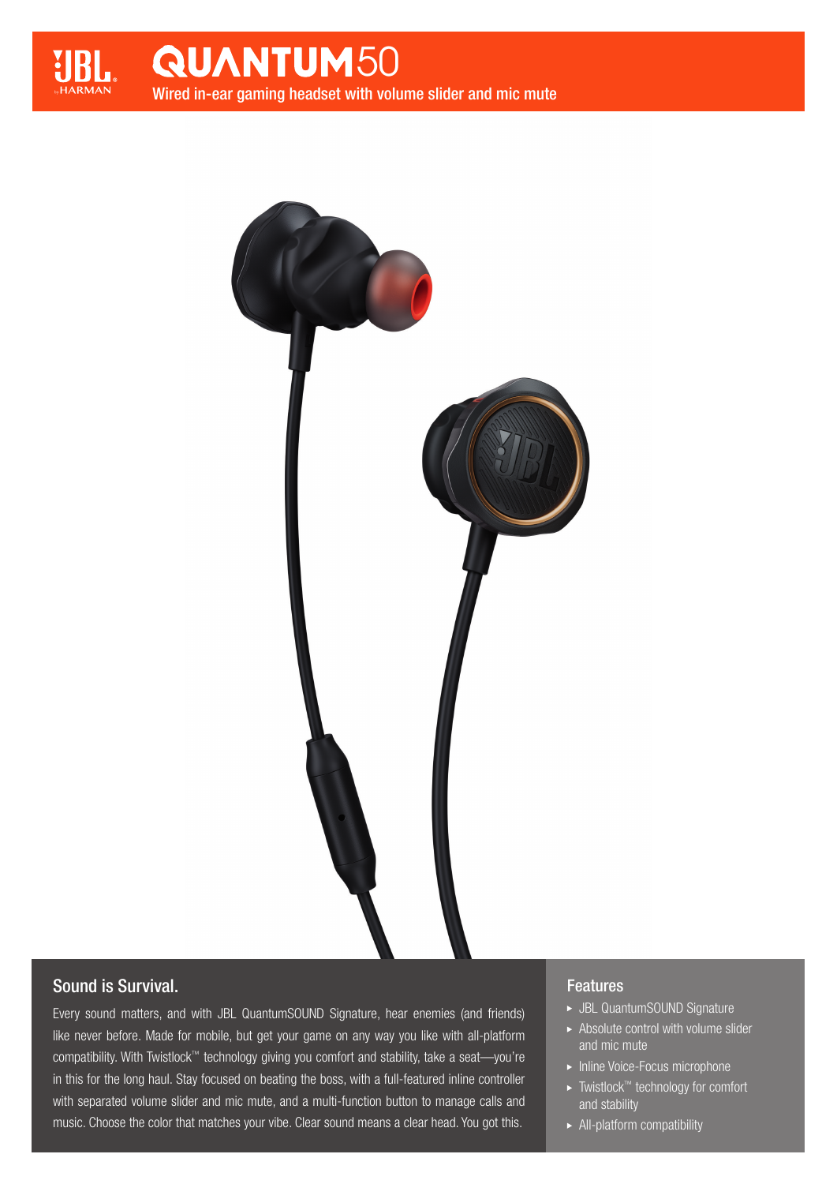# QUANTUM50

Wired in-ear gaming headset with volume slider and mic mute

## Sound is Survival.

Every sound matters, and with JBL QuantumSOUND Signature, hear enemies (and friends) like never before. Made for mobile, but get your game on any way you like with all-platform compatibility. With Twistlock™ technology giving you comfort and stability, take a seat—you're in this for the long haul. Stay focused on beating the boss, with a full-featured inline controller with separated volume slider and mic mute, and a multi-function button to manage calls and music. Choose the color that matches your vibe. Clear sound means a clear head. You got this.

## Features

- JBL QuantumSOUND Signature
- Absolute control with volume slider and mic mute
- Inline Voice-Focus microphone
- Twistlock™ technology for comfort and stability
- All-platform compatibility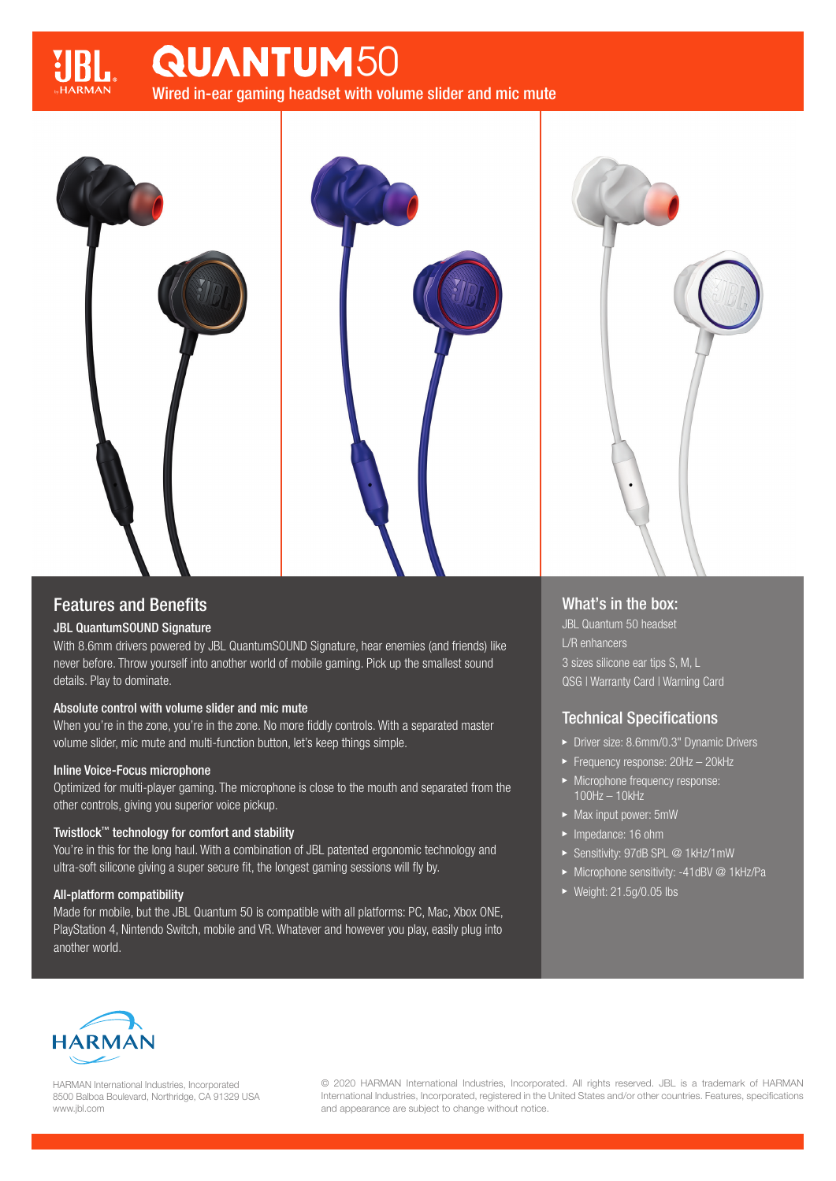# QUANTUM50

Wired in-ear gaming headset with volume slider and mic mute

## Features and Benefits

### JBL QuantumSOUND Signature

With 8.6mm drivers powered by JBL QuantumSOUND Signature, hear enemies (and friends) like never before. Throw yourself into another world of mobile gaming. Pick up the smallest sound details. Play to dominate.

### Absolute control with volume slider and mic mute

When you're in the zone, you're in the zone. No more fiddly controls. With a separated master volume slider, mic mute and multi-function button, let's keep things simple.

### Inline Voice-Focus microphone

Optimized for multi-player gaming. The microphone is close to the mouth and separated from the other controls, giving you superior voice pickup.

### Twistlock™ technology for comfort and stability

You're in this for the long haul. With a combination of JBL patented ergonomic technology and ultra-soft silicone giving a super secure fit, the longest gaming sessions will fly by.

### All-platform compatibility

Made for mobile, but the JBL Quantum 50 is compatible with all platforms: PC, Mac, Xbox ONE, PlayStation 4, Nintendo Switch, mobile and VR. Whatever and however you play, easily plug into another world.

## What's in the box:

JBL Quantum 50 headset
L/R enhancers
3 sizes silicone ear tips S, M, L
QSG I Warranty Card I Warning Card

## Technical Specifications

- Driver size: 8.6mm/0.3" Dynamic Drivers
- Frequency response: 20Hz – 20kHz
- Microphone frequency response: 100Hz – 10kHz
- Max input power: 5mW
- Impedance: 16 ohm
- Sensitivity: 97dB SPL @ 1kHz/1mW
- Microphone sensitivity: -41dBV @ 1kHz/Pa
- Weight: 21.5g/0.05 lbs

HARMAN International Industries, Incorporated
8500 Balboa Boulevard, Northridge, CA 91329 USA
www.jbl.com

© 2020 HARMAN International Industries, Incorporated. All rights reserved. JBL is a trademark of HARMAN International Industries, Incorporated, registered in the United States and/or other countries. Features, specifications and appearance are subject to change without notice.